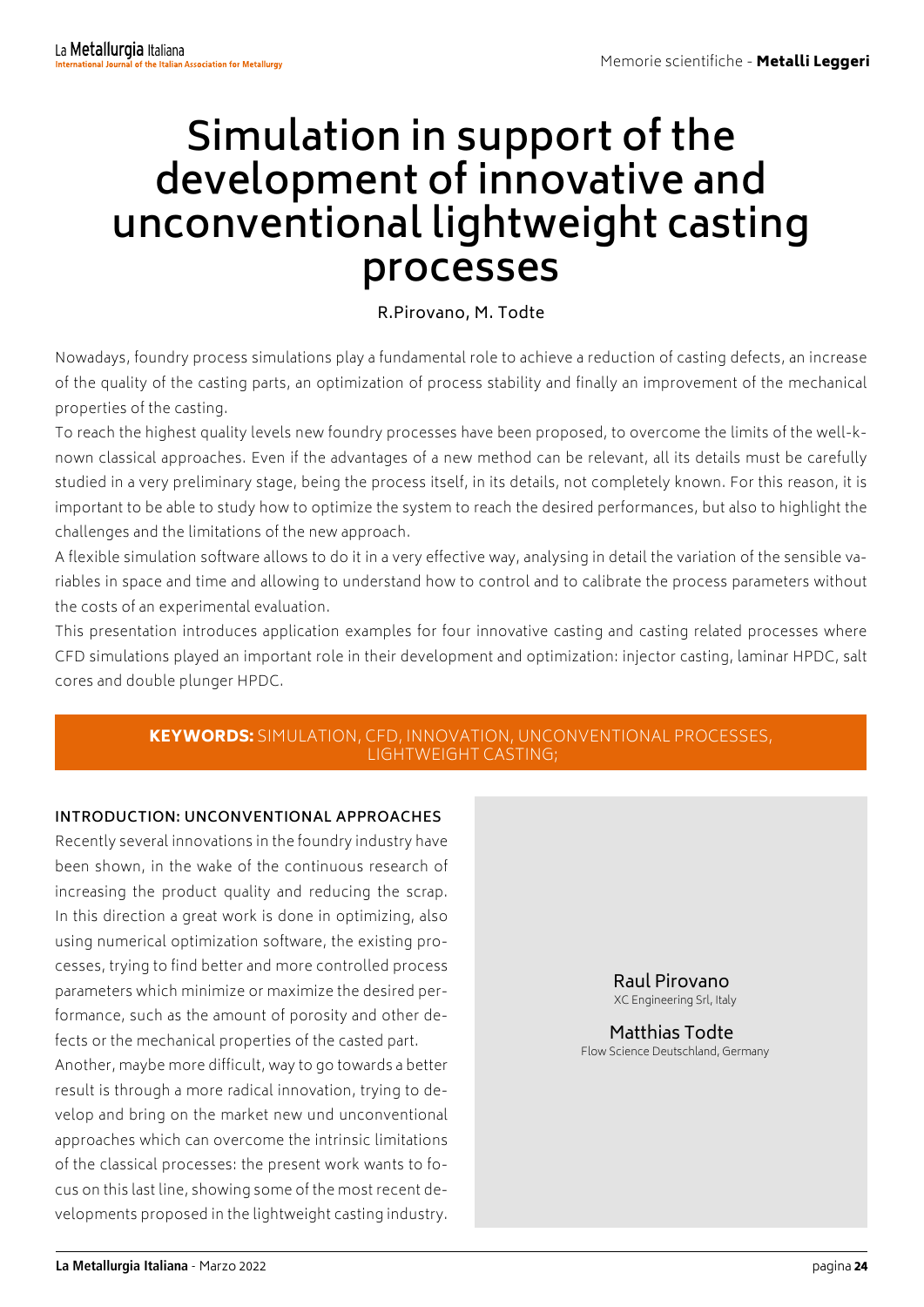# Simulation in support of the development of innovative and unconventional lightweight casting processes

R.Pirovano, M. Todte

Nowadays, foundry process simulations play a fundamental role to achieve a reduction of casting defects, an increase of the quality of the casting parts, an optimization of process stability and finally an improvement of the mechanical properties of the casting.

To reach the highest quality levels new foundry processes have been proposed, to overcome the limits of the well-known classical approaches. Even if the advantages of a new method can be relevant, all its details must be carefully studied in a very preliminary stage, being the process itself, in its details, not completely known. For this reason, it is important to be able to study how to optimize the system to reach the desired performances, but also to highlight the challenges and the limitations of the new approach.

A flexible simulation software allows to do it in a very effective way, analysing in detail the variation of the sensible variables in space and time and allowing to understand how to control and to calibrate the process parameters without the costs of an experimental evaluation.

This presentation introduces application examples for four innovative casting and casting related processes where CFD simulations played an important role in their development and optimization: injector casting, laminar HPDC, salt cores and double plunger HPDC.

**KEYWORDS:** SIMULATION, CFD, INNOVATION, UNCONVENTIONAL PROCESSES, LIGHTWEIGHT CASTING;

Raul Pirovano
XC Engineering Srl, Italy

Matthias Todte
Flow Science Deutschland, Germany

## INTRODUCTION: UNCONVENTIONAL APPROACHES

Recently several innovations in the foundry industry have been shown, in the wake of the continuous research of increasing the product quality and reducing the scrap. In this direction a great work is done in optimizing, also using numerical optimization software, the existing processes, trying to find better and more controlled process parameters which minimize or maximize the desired performance, such as the amount of porosity and other defects or the mechanical properties of the casted part.

Another, maybe more difficult, way to go towards a better result is through a more radical innovation, trying to develop and bring on the market new und unconventional approaches which can overcome the intrinsic limitations of the classical processes: the present work wants to focus on this last line, showing some of the most recent developments proposed in the lightweight casting industry.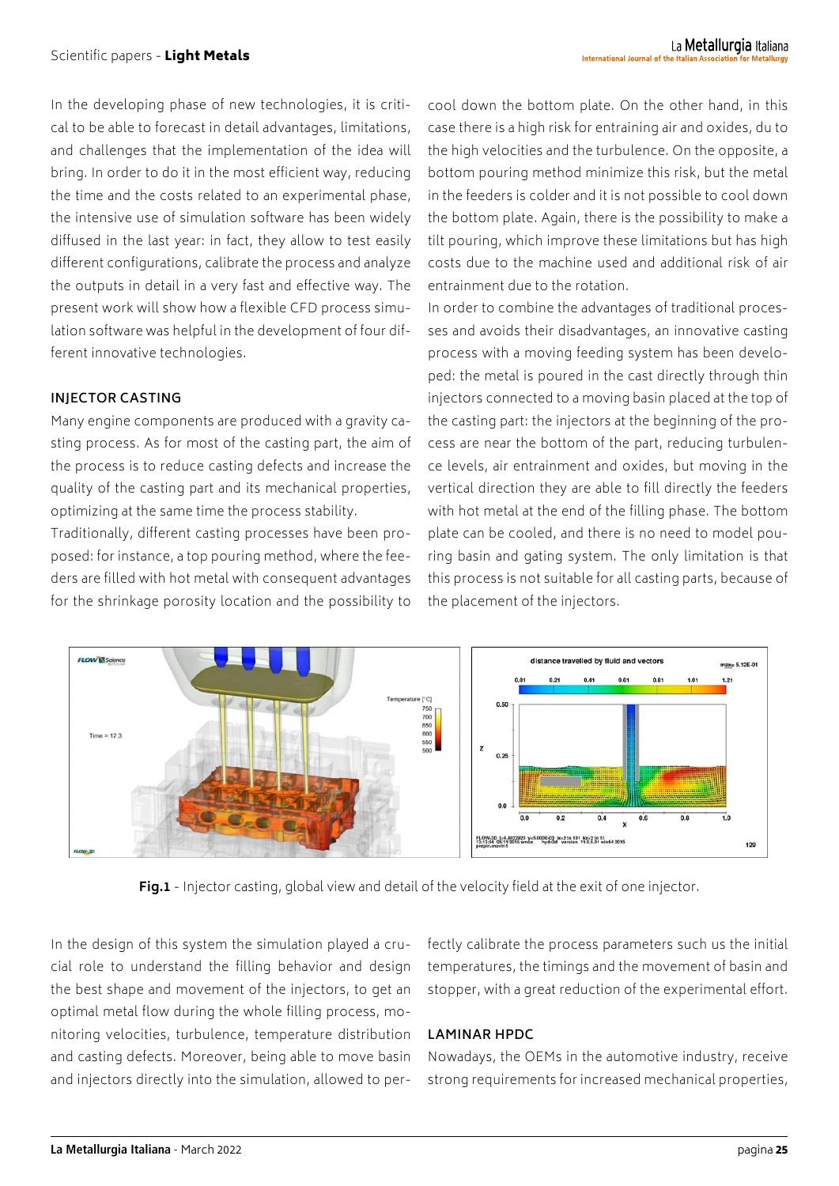In the developing phase of new technologies, it is critical to be able to forecast in detail advantages, limitations, and challenges that the implementation of the idea will bring. In order to do it in the most efficient way, reducing the time and the costs related to an experimental phase, the intensive use of simulation software has been widely diffused in the last year: in fact, they allow to test easily different configurations, calibrate the process and analyze the outputs in detail in a very fast and effective way. The present work will show how a flexible CFD process simulation software was helpful in the development of four different innovative technologies.

## INJECTOR CASTING

Many engine components are produced with a gravity casting process. As for most of the casting part, the aim of the process is to reduce casting defects and increase the quality of the casting part and its mechanical properties, optimizing at the same time the process stability.

Traditionally, different casting processes have been proposed: for instance, a top pouring method, where the feeders are filled with hot metal with consequent advantages for the shrinkage porosity location and the possibility to cool down the bottom plate. On the other hand, in this case there is a high risk for entraining air and oxides, du to the high velocities and the turbulence. On the opposite, a bottom pouring method minimize this risk, but the metal in the feeders is colder and it is not possible to cool down the bottom plate. Again, there is the possibility to make a tilt pouring, which improve these limitations but has high costs due to the machine used and additional risk of air entrainment due to the rotation.

In order to combine the advantages of traditional processes and avoids their disadvantages, an innovative casting process with a moving feeding system has been developed: the metal is poured in the cast directly through thin injectors connected to a moving basin placed at the top of the casting part: the injectors at the beginning of the process are near the bottom of the part, reducing turbulence levels, air entrainment and oxides, but moving in the vertical direction they are able to fill directly the feeders with hot metal at the end of the filling phase. The bottom plate can be cooled, and there is no need to model pouring basin and gating system. The only limitation is that this process is not suitable for all casting parts, because of the placement of the injectors.

**Fig.1** - Injector casting, global view and detail of the velocity field at the exit of one injector.

In the design of this system the simulation played a crucial role to understand the filling behavior and design the best shape and movement of the injectors, to get an optimal metal flow during the whole filling process, monitoring velocities, turbulence, temperature distribution and casting defects. Moreover, being able to move basin and injectors directly into the simulation, allowed to perfectly calibrate the process parameters such us the initial temperatures, the timings and the movement of basin and stopper, with a great reduction of the experimental effort.

## LAMINAR HPDC

Nowadays, the OEMs in the automotive industry, receive strong requirements for increased mechanical properties,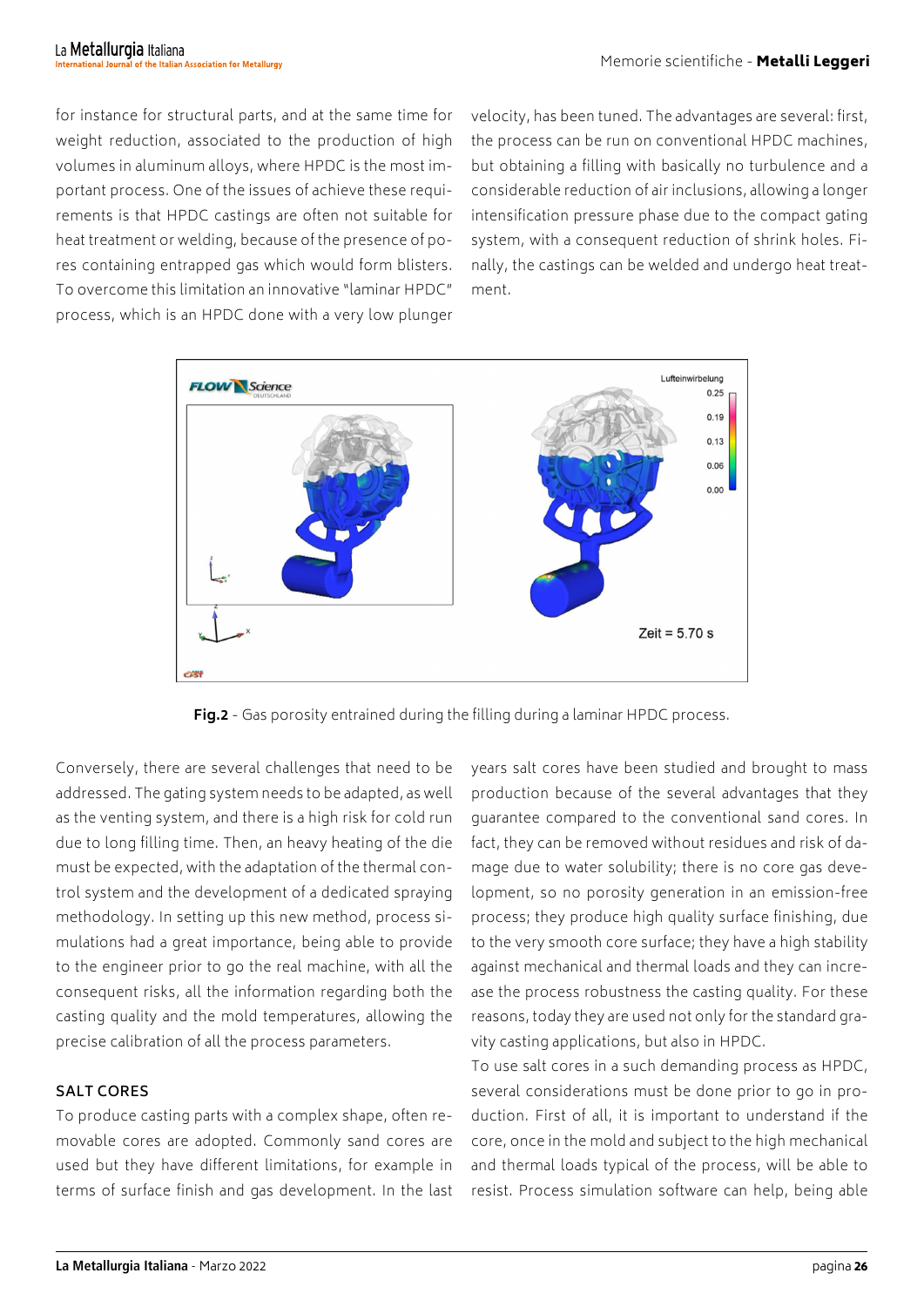for instance for structural parts, and at the same time for weight reduction, associated to the production of high volumes in aluminum alloys, where HPDC is the most important process. One of the issues of achieve these requirements is that HPDC castings are often not suitable for heat treatment or welding, because of the presence of pores containing entrapped gas which would form blisters. To overcome this limitation an innovative "laminar HPDC" process, which is an HPDC done with a very low plunger velocity, has been tuned. The advantages are several: first, the process can be run on conventional HPDC machines, but obtaining a filling with basically no turbulence and a considerable reduction of air inclusions, allowing a longer intensification pressure phase due to the compact gating system, with a consequent reduction of shrink holes. Finally, the castings can be welded and undergo heat treatment.

**Fig.2** - Gas porosity entrained during the filling during a laminar HPDC process.

Conversely, there are several challenges that need to be addressed. The gating system needs to be adapted, as well as the venting system, and there is a high risk for cold run due to long filling time. Then, an heavy heating of the die must be expected, with the adaptation of the thermal control system and the development of a dedicated spraying methodology. In setting up this new method, process simulations had a great importance, being able to provide to the engineer prior to go the real machine, with all the consequent risks, all the information regarding both the casting quality and the mold temperatures, allowing the precise calibration of all the process parameters.

## SALT CORES

To produce casting parts with a complex shape, often removable cores are adopted. Commonly sand cores are used but they have different limitations, for example in terms of surface finish and gas development. In the last years salt cores have been studied and brought to mass production because of the several advantages that they guarantee compared to the conventional sand cores. In fact, they can be removed without residues and risk of damage due to water solubility; there is no core gas development, so no porosity generation in an emission-free process; they produce high quality surface finishing, due to the very smooth core surface; they have a high stability against mechanical and thermal loads and they can increase the process robustness the casting quality. For these reasons, today they are used not only for the standard gravity casting applications, but also in HPDC.

To use salt cores in a such demanding process as HPDC, several considerations must be done prior to go in production. First of all, it is important to understand if the core, once in the mold and subject to the high mechanical and thermal loads typical of the process, will be able to resist. Process simulation software can help, being able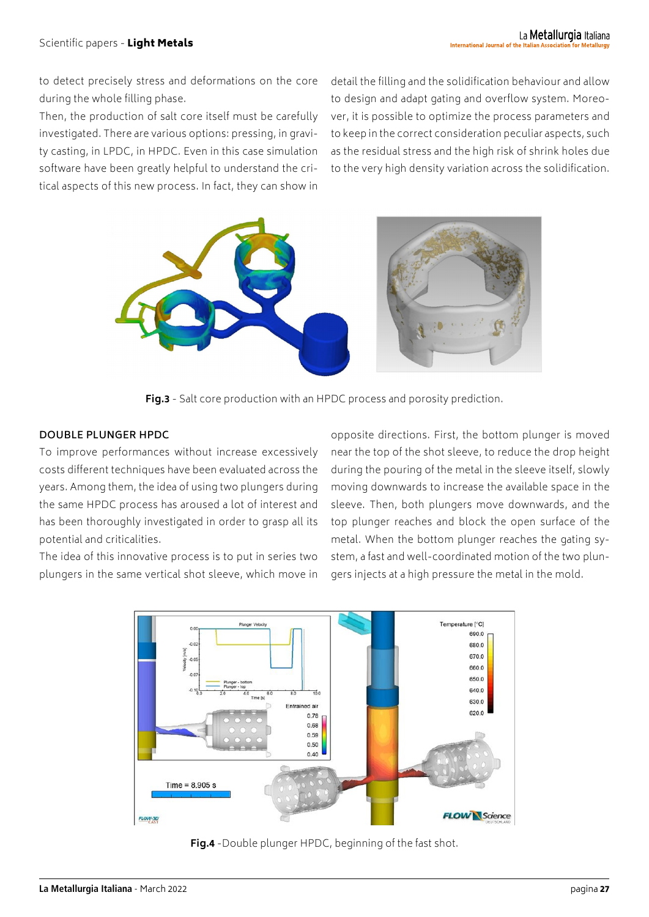to detect precisely stress and deformations on the core during the whole filling phase.

Then, the production of salt core itself must be carefully investigated. There are various options: pressing, in gravity casting, in LPDC, in HPDC. Even in this case simulation software have been greatly helpful to understand the critical aspects of this new process. In fact, they can show in detail the filling and the solidification behaviour and allow to design and adapt gating and overflow system. Moreover, it is possible to optimize the process parameters and to keep in the correct consideration peculiar aspects, such as the residual stress and the high risk of shrink holes due to the very high density variation across the solidification.

**Fig.3** - Salt core production with an HPDC process and porosity prediction.

## DOUBLE PLUNGER HPDC

To improve performances without increase excessively costs different techniques have been evaluated across the years. Among them, the idea of using two plungers during the same HPDC process has aroused a lot of interest and has been thoroughly investigated in order to grasp all its potential and criticalities.

The idea of this innovative process is to put in series two plungers in the same vertical shot sleeve, which move in opposite directions. First, the bottom plunger is moved near the top of the shot sleeve, to reduce the drop height during the pouring of the metal in the sleeve itself, slowly moving downwards to increase the available space in the sleeve. Then, both plungers move downwards, and the top plunger reaches and block the open surface of the metal. When the bottom plunger reaches the gating system, a fast and well-coordinated motion of the two plungers injects at a high pressure the metal in the mold.

**Fig.4** -Double plunger HPDC, beginning of the fast shot.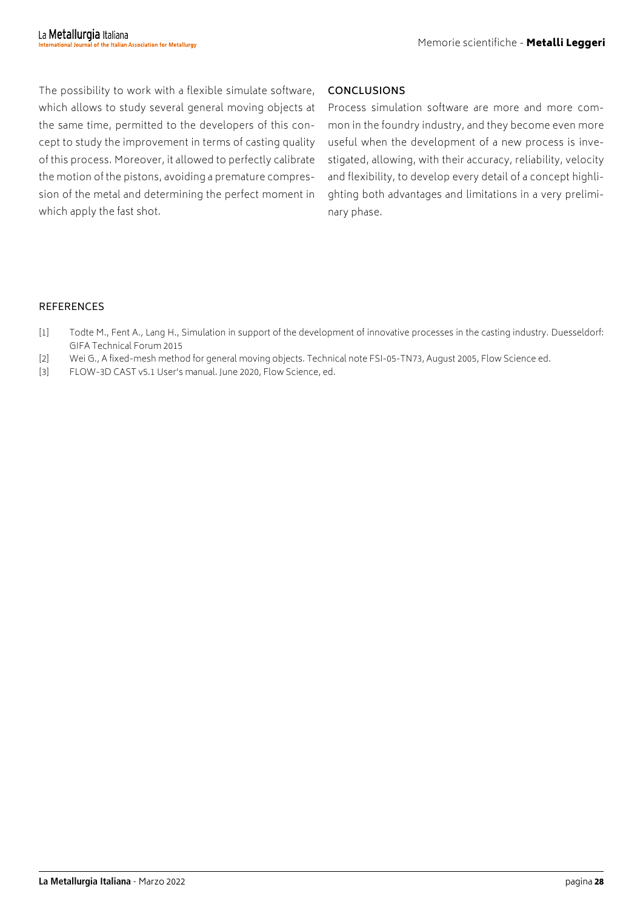The possibility to work with a flexible simulate software, which allows to study several general moving objects at the same time, permitted to the developers of this concept to study the improvement in terms of casting quality of this process. Moreover, it allowed to perfectly calibrate the motion of the pistons, avoiding a premature compression of the metal and determining the perfect moment in which apply the fast shot.

## CONCLUSIONS

Process simulation software are more and more common in the foundry industry, and they become even more useful when the development of a new process is investigated, allowing, with their accuracy, reliability, velocity and flexibility, to develop every detail of a concept highlighting both advantages and limitations in a very preliminary phase.

## REFERENCES

[1] Todte M., Fent A., Lang H., Simulation in support of the development of innovative processes in the casting industry. Duesseldorf: GIFA Technical Forum 2015

[2] Wei G., A fixed-mesh method for general moving objects. Technical note FSI-05-TN73, August 2005, Flow Science ed.

[3] FLOW-3D CAST v5.1 User's manual. June 2020, Flow Science, ed.